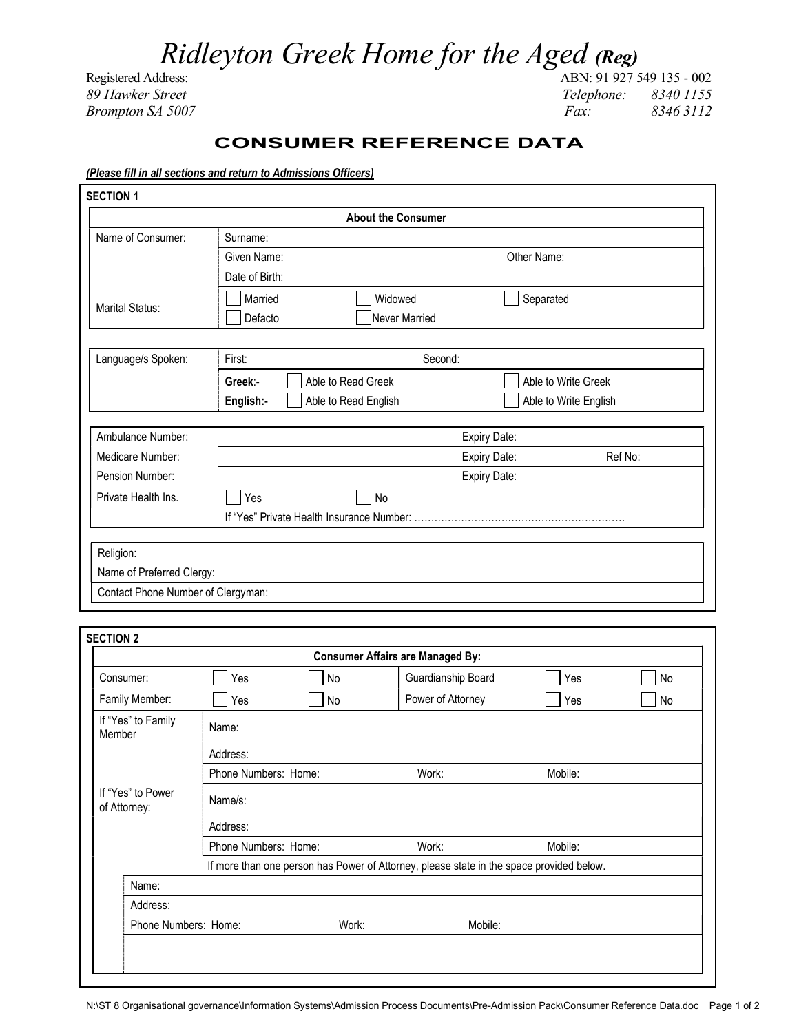# *Ridleyton Greek Home for the Aged* ***(Reg)***

Registered Address:
*89 Hawker Street*
*Brompton SA 5007*

ABN: 91 927 549 135 - 002
*Telephone: 8340 1155*
*Fax: 8346 3112*

## CONSUMER REFERENCE DATA

***(Please fill in all sections and return to Admissions Officers)***

### SECTION 1

**About the Consumer**

| | | | |
|---|---|---|---|
| Name of Consumer: | Surname: | | |
| | Given Name: | | Other Name: |
| | Date of Birth: | | |
| Marital Status: | ☐ Married | ☐ Widowed | ☐ Separated |
| | ☐ Defacto | ☐ Never Married | |

| | | | |
|---|---|---|---|
| Language/s Spoken: | First: | Second: | |
| | **Greek**:- | ☐ Able to Read Greek | ☐ Able to Write Greek |
| | **English:-** | ☐ Able to Read English | ☐ Able to Write English |

| | | | |
|---|---|---|---|
| Ambulance Number: | | Expiry Date: | |
| Medicare Number: | | Expiry Date: | Ref No: |
| Pension Number: | | Expiry Date: | |
| Private Health Ins. | ☐ Yes | ☐ No | |
| | If "Yes" Private Health Insurance Number: ………………………………………………………… | | |

| |
|---|
| Religion: |
| Name of Preferred Clergy: |
| Contact Phone Number of Clergyman: |

### SECTION 2

**Consumer Affairs are Managed By:**

| | | | | | |
|---|---|---|---|---|---|
| Consumer: | ☐ Yes | ☐ No | Guardianship Board | ☐ Yes | ☐ No |
| Family Member: | ☐ Yes | ☐ No | Power of Attorney | ☐ Yes | ☐ No |

| | | | |
|---|---|---|---|
| If "Yes" to Family Member | Name: | | |
| | Address: | | |
| | Phone Numbers: Home: | Work: | Mobile: |
| If "Yes" to Power of Attorney: | Name/s: | | |
| | Address: | | |
| | Phone Numbers: Home: | Work: | Mobile: |

If more than one person has Power of Attorney, please state in the space provided below.

| | | |
|---|---|---|
| Name: | | |
| Address: | | |
| Phone Numbers: Home: | Work: | Mobile: |

N:\ST 8 Organisational governance\Information Systems\Admission Process Documents\Pre-Admission Pack\Consumer Reference Data.doc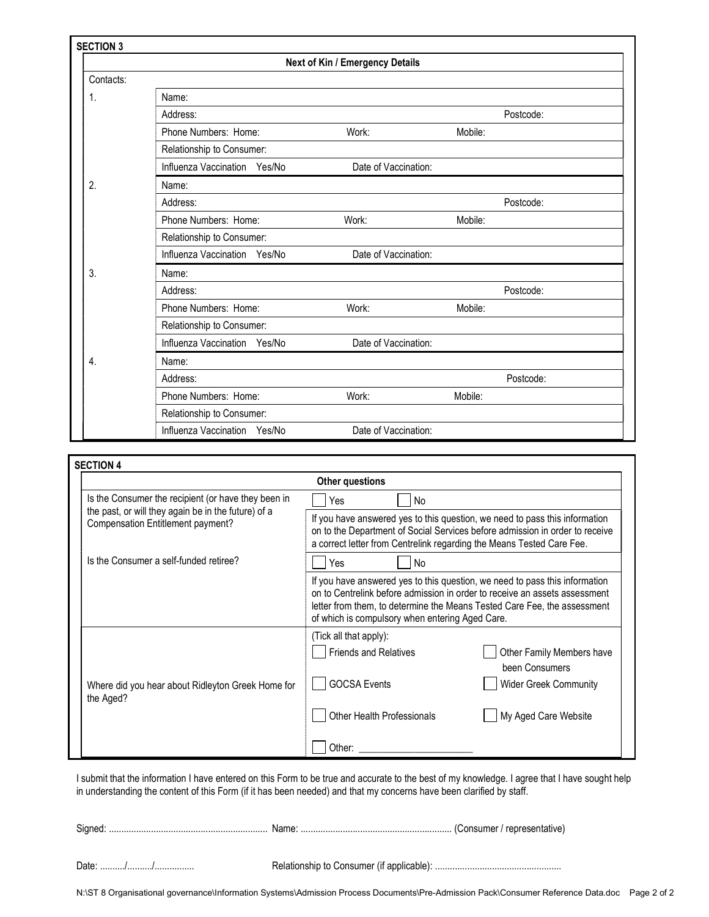## SECTION 3

| Next of Kin / Emergency Details | | | |
|---|---|---|---|
| Contacts: | | | |
| 1. | Name: | | |
| | Address: | | Postcode: |
| | Phone Numbers: Home: | Work: | Mobile: |
| | Relationship to Consumer: | | |
| | Influenza Vaccination Yes/No | Date of Vaccination: | |
| 2. | Name: | | |
| | Address: | | Postcode: |
| | Phone Numbers: Home: | Work: | Mobile: |
| | Relationship to Consumer: | | |
| | Influenza Vaccination Yes/No | Date of Vaccination: | |
| 3. | Name: | | |
| | Address: | | Postcode: |
| | Phone Numbers: Home: | Work: | Mobile: |
| | Relationship to Consumer: | | |
| | Influenza Vaccination Yes/No | Date of Vaccination: | |
| 4. | Name: | | |
| | Address: | | Postcode: |
| | Phone Numbers: Home: | Work: | Mobile: |
| | Relationship to Consumer: | | |
| | Influenza Vaccination Yes/No | Date of Vaccination: | |

## SECTION 4

| Other questions | | |
|---|---|---|
| Is the Consumer the recipient (or have they been in the past, or will they again be in the future) of a Compensation Entitlement payment? | ☐ Yes ☐ No | |
| | If you have answered yes to this question, we need to pass this information on to the Department of Social Services before admission in order to receive a correct letter from Centrelink regarding the Means Tested Care Fee. | |
| Is the Consumer a self-funded retiree? | ☐ Yes ☐ No | |
| | If you have answered yes to this question, we need to pass this information on to Centrelink before admission in order to receive an assets assessment letter from them, to determine the Means Tested Care Fee, the assessment of which is compulsory when entering Aged Care. | |
| Where did you hear about Ridleyton Greek Home for the Aged? | (Tick all that apply): | |
| | ☐ Friends and Relatives | ☐ Other Family Members have been Consumers |
| | ☐ GOCSA Events | ☐ Wider Greek Community |
| | ☐ Other Health Professionals | ☐ My Aged Care Website |
| | ☐ Other: ______________________ | |

I submit that the information I have entered on this Form to be true and accurate to the best of my knowledge. I agree that I have sought help in understanding the content of this Form (if it has been needed) and that my concerns have been clarified by staff.

Signed: ................................................................ Name: ............................................................ (Consumer / representative)

Date: ........../........../................ Relationship to Consumer (if applicable): ..................................................

N:\ST 8 Organisational governance\Information Systems\Admission Process Documents\Pre-Admission Pack\Consumer Reference Data.doc